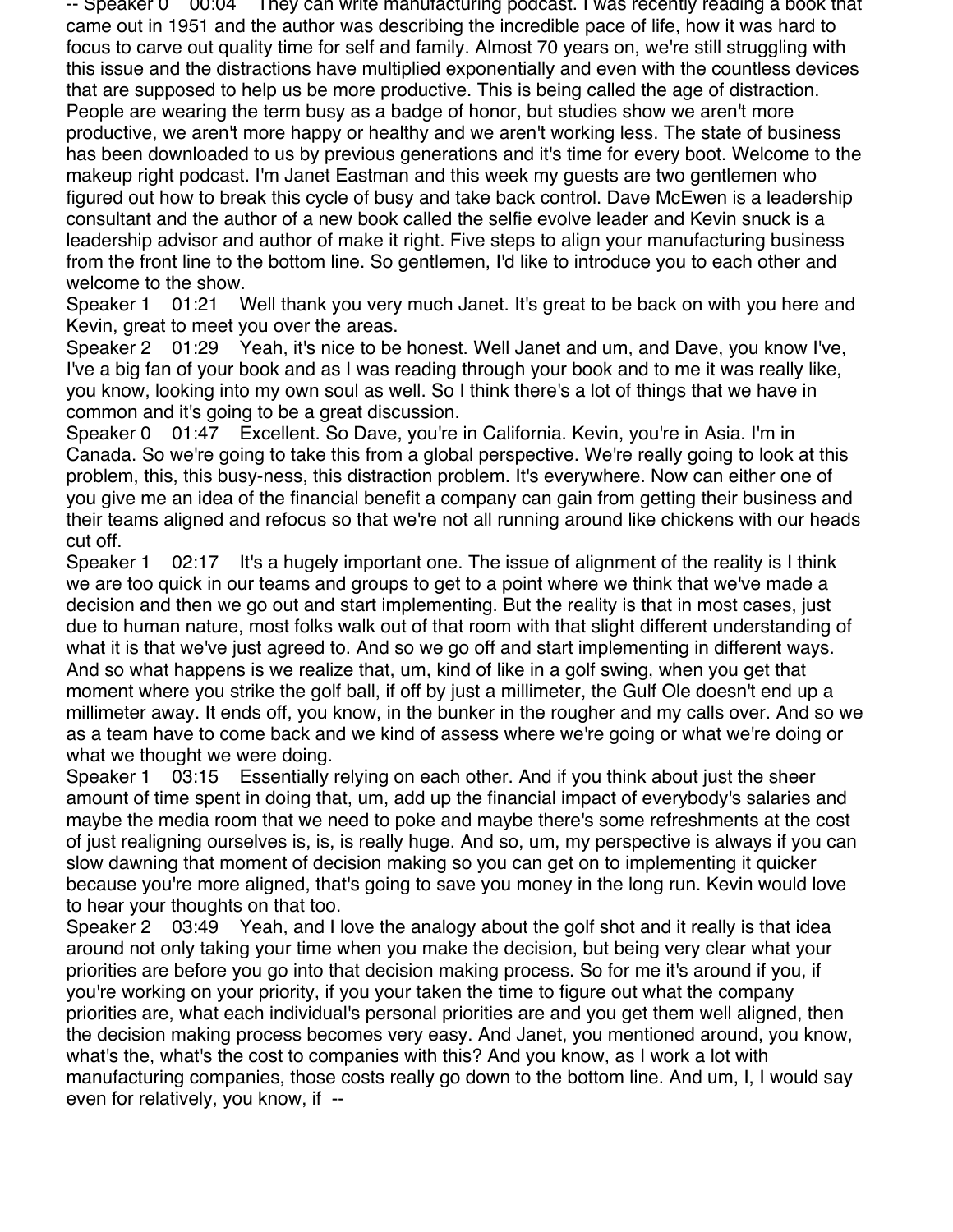-- Speaker 0 00:04 They can write manufacturing podcast. I was recently reading a book that came out in 1951 and the author was describing the incredible pace of life, how it was hard to focus to carve out quality time for self and family. Almost 70 years on, we're still struggling with this issue and the distractions have multiplied exponentially and even with the countless devices that are supposed to help us be more productive. This is being called the age of distraction. People are wearing the term busy as a badge of honor, but studies show we aren't more productive, we aren't more happy or healthy and we aren't working less. The state of business has been downloaded to us by previous generations and it's time for every boot. Welcome to the makeup right podcast. I'm Janet Eastman and this week my guests are two gentlemen who figured out how to break this cycle of busy and take back control. Dave McEwen is a leadership consultant and the author of a new book called the selfie evolve leader and Kevin snuck is a leadership advisor and author of make it right. Five steps to align your manufacturing business from the front line to the bottom line. So gentlemen, I'd like to introduce you to each other and welcome to the show.

Speaker 1 01:21 Well thank you very much Janet. It's great to be back on with you here and Kevin, great to meet you over the areas.

Speaker 2 01:29 Yeah, it's nice to be honest. Well Janet and um, and Dave, you know I've, I've a big fan of your book and as I was reading through your book and to me it was really like, you know, looking into my own soul as well. So I think there's a lot of things that we have in common and it's going to be a great discussion.

Speaker 0 01:47 Excellent. So Dave, you're in California. Kevin, you're in Asia. I'm in Canada. So we're going to take this from a global perspective. We're really going to look at this problem, this, this busy-ness, this distraction problem. It's everywhere. Now can either one of you give me an idea of the financial benefit a company can gain from getting their business and their teams aligned and refocus so that we're not all running around like chickens with our heads cut off.

Speaker 1 02:17 It's a hugely important one. The issue of alignment of the reality is I think we are too quick in our teams and groups to get to a point where we think that we've made a decision and then we go out and start implementing. But the reality is that in most cases, just due to human nature, most folks walk out of that room with that slight different understanding of what it is that we've just agreed to. And so we go off and start implementing in different ways. And so what happens is we realize that, um, kind of like in a golf swing, when you get that moment where you strike the golf ball, if off by just a millimeter, the Gulf Ole doesn't end up a millimeter away. It ends off, you know, in the bunker in the rougher and my calls over. And so we as a team have to come back and we kind of assess where we're going or what we're doing or what we thought we were doing.

Speaker 1 03:15 Essentially relying on each other. And if you think about just the sheer amount of time spent in doing that, um, add up the financial impact of everybody's salaries and maybe the media room that we need to poke and maybe there's some refreshments at the cost of just realigning ourselves is, is, is really huge. And so, um, my perspective is always if you can slow dawning that moment of decision making so you can get on to implementing it quicker because you're more aligned, that's going to save you money in the long run. Kevin would love to hear your thoughts on that too.

Speaker 2 03:49 Yeah, and I love the analogy about the golf shot and it really is that idea around not only taking your time when you make the decision, but being very clear what your priorities are before you go into that decision making process. So for me it's around if you, if you're working on your priority, if you your taken the time to figure out what the company priorities are, what each individual's personal priorities are and you get them well aligned, then the decision making process becomes very easy. And Janet, you mentioned around, you know, what's the, what's the cost to companies with this? And you know, as I work a lot with manufacturing companies, those costs really go down to the bottom line. And um, I, I would say even for relatively, you know, if --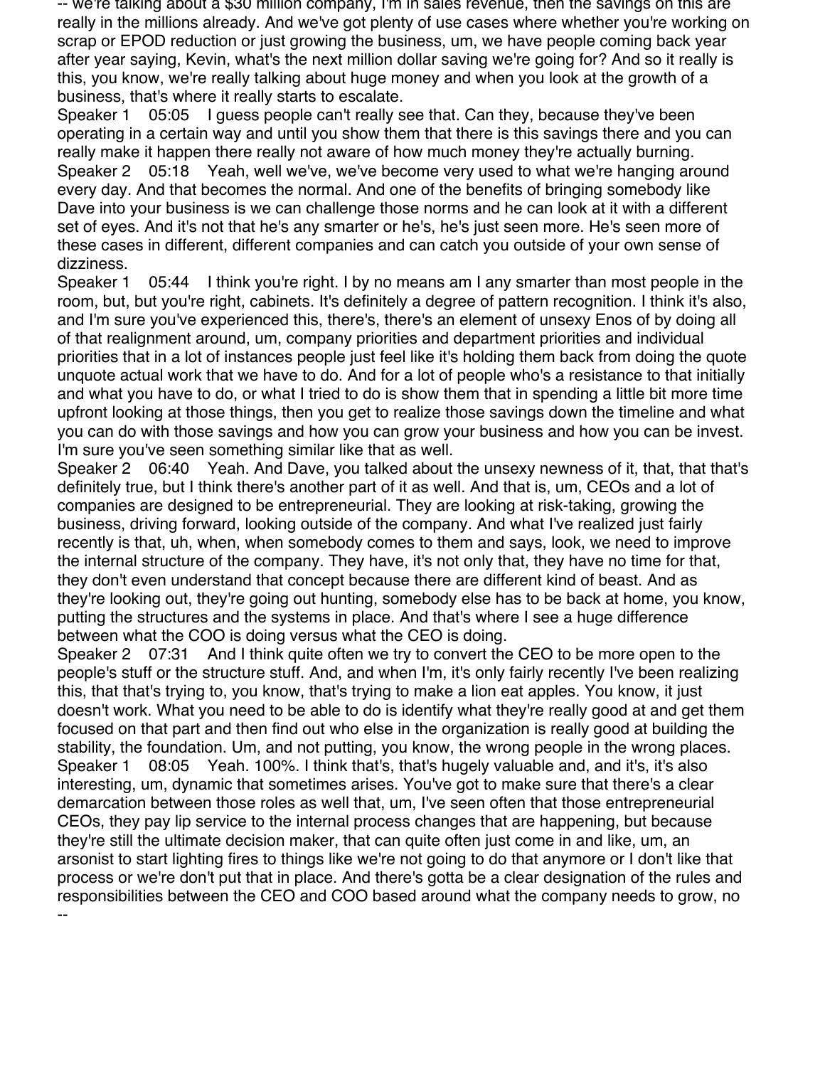-- we're talking about a $30 million company, I'm in sales revenue, then the savings on this are really in the millions already. And we've got plenty of use cases where whether you're working on scrap or EPOD reduction or just growing the business, um, we have people coming back year after year saying, Kevin, what's the next million dollar saving we're going for? And so it really is this, you know, we're really talking about huge money and when you look at the growth of a business, that's where it really starts to escalate.

Speaker 1 05:05 I guess people can't really see that. Can they, because they've been operating in a certain way and until you show them that there is this savings there and you can really make it happen there really not aware of how much money they're actually burning.

Speaker 2 05:18 Yeah, well we've, we've become very used to what we're hanging around every day. And that becomes the normal. And one of the benefits of bringing somebody like Dave into your business is we can challenge those norms and he can look at it with a different set of eyes. And it's not that he's any smarter or he's, he's just seen more. He's seen more of these cases in different, different companies and can catch you outside of your own sense of dizziness.

Speaker 1 05:44 I think you're right. I by no means am I any smarter than most people in the room, but, but you're right, cabinets. It's definitely a degree of pattern recognition. I think it's also, and I'm sure you've experienced this, there's, there's an element of unsexy Enos of by doing all of that realignment around, um, company priorities and department priorities and individual priorities that in a lot of instances people just feel like it's holding them back from doing the quote unquote actual work that we have to do. And for a lot of people who's a resistance to that initially and what you have to do, or what I tried to do is show them that in spending a little bit more time upfront looking at those things, then you get to realize those savings down the timeline and what you can do with those savings and how you can grow your business and how you can be invest. I'm sure you've seen something similar like that as well.

Speaker 2 06:40 Yeah. And Dave, you talked about the unsexy newness of it, that, that that's definitely true, but I think there's another part of it as well. And that is, um, CEOs and a lot of companies are designed to be entrepreneurial. They are looking at risk-taking, growing the business, driving forward, looking outside of the company. And what I've realized just fairly recently is that, uh, when, when somebody comes to them and says, look, we need to improve the internal structure of the company. They have, it's not only that, they have no time for that, they don't even understand that concept because there are different kind of beast. And as they're looking out, they're going out hunting, somebody else has to be back at home, you know, putting the structures and the systems in place. And that's where I see a huge difference between what the COO is doing versus what the CEO is doing.

Speaker 2 07:31 And I think quite often we try to convert the CEO to be more open to the people's stuff or the structure stuff. And, and when I'm, it's only fairly recently I've been realizing this, that that's trying to, you know, that's trying to make a lion eat apples. You know, it just doesn't work. What you need to be able to do is identify what they're really good at and get them focused on that part and then find out who else in the organization is really good at building the stability, the foundation. Um, and not putting, you know, the wrong people in the wrong places.

Speaker 1 08:05 Yeah. 100%. I think that's, that's hugely valuable and, and it's, it's also interesting, um, dynamic that sometimes arises. You've got to make sure that there's a clear demarcation between those roles as well that, um, I've seen often that those entrepreneurial CEOs, they pay lip service to the internal process changes that are happening, but because they're still the ultimate decision maker, that can quite often just come in and like, um, an arsonist to start lighting fires to things like we're not going to do that anymore or I don't like that process or we're don't put that in place. And there's gotta be a clear designation of the rules and responsibilities between the CEO and COO based around what the company needs to grow, no --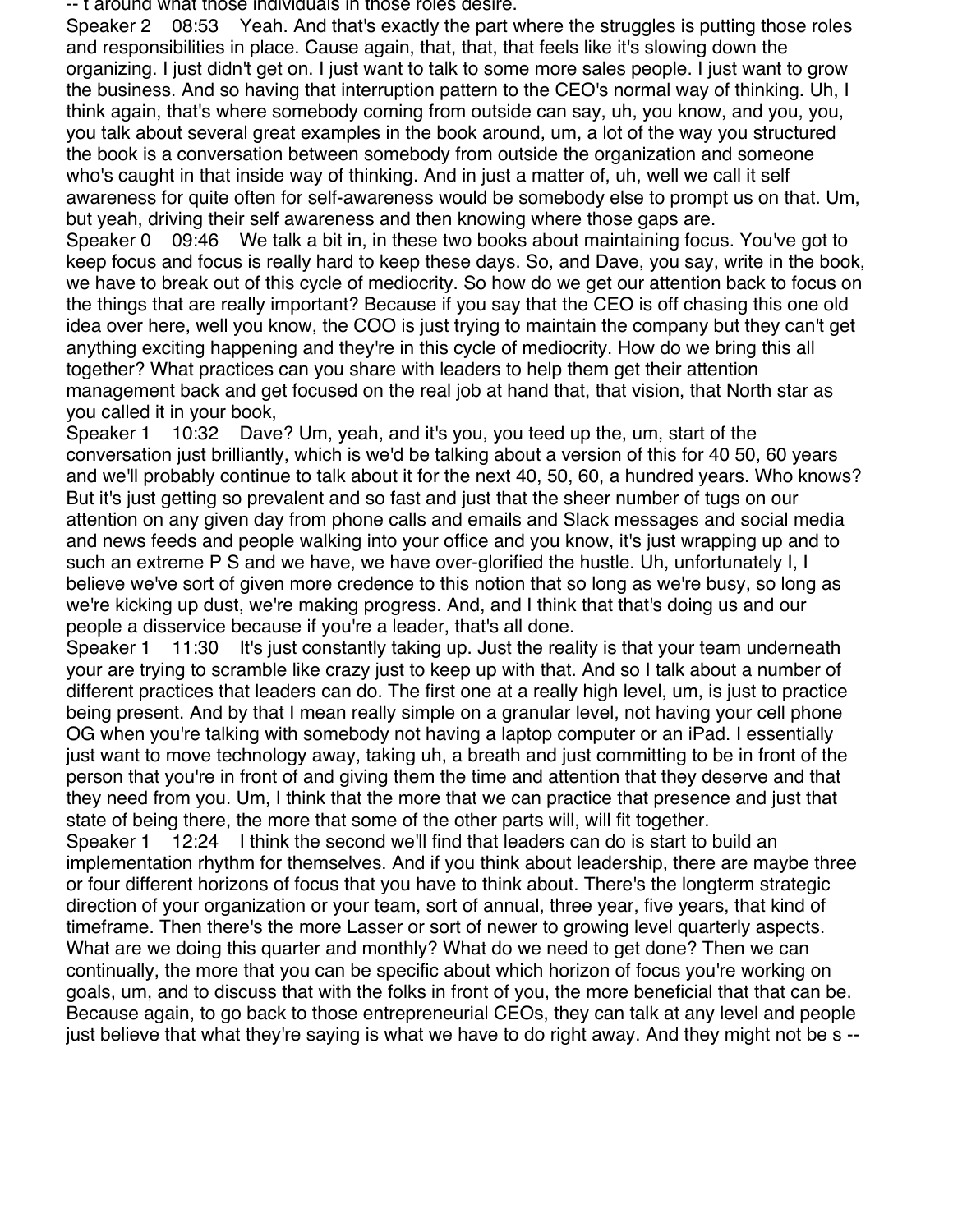-- t around what those individuals in those roles desire.

Speaker 2 08:53 Yeah. And that's exactly the part where the struggles is putting those roles and responsibilities in place. Cause again, that, that, that feels like it's slowing down the organizing. I just didn't get on. I just want to talk to some more sales people. I just want to grow the business. And so having that interruption pattern to the CEO's normal way of thinking. Uh, I think again, that's where somebody coming from outside can say, uh, you know, and you, you, you talk about several great examples in the book around, um, a lot of the way you structured the book is a conversation between somebody from outside the organization and someone who's caught in that inside way of thinking. And in just a matter of, uh, well we call it self awareness for quite often for self-awareness would be somebody else to prompt us on that. Um, but yeah, driving their self awareness and then knowing where those gaps are.

Speaker 0 09:46 We talk a bit in, in these two books about maintaining focus. You've got to keep focus and focus is really hard to keep these days. So, and Dave, you say, write in the book, we have to break out of this cycle of mediocrity. So how do we get our attention back to focus on the things that are really important? Because if you say that the CEO is off chasing this one old idea over here, well you know, the COO is just trying to maintain the company but they can't get anything exciting happening and they're in this cycle of mediocrity. How do we bring this all together? What practices can you share with leaders to help them get their attention management back and get focused on the real job at hand that, that vision, that North star as you called it in your book,

Speaker 1 10:32 Dave? Um, yeah, and it's you, you teed up the, um, start of the conversation just brilliantly, which is we'd be talking about a version of this for 40 50, 60 years and we'll probably continue to talk about it for the next 40, 50, 60, a hundred years. Who knows? But it's just getting so prevalent and so fast and just that the sheer number of tugs on our attention on any given day from phone calls and emails and Slack messages and social media and news feeds and people walking into your office and you know, it's just wrapping up and to such an extreme P S and we have, we have over-glorified the hustle. Uh, unfortunately I, I believe we've sort of given more credence to this notion that so long as we're busy, so long as we're kicking up dust, we're making progress. And, and I think that that's doing us and our people a disservice because if you're a leader, that's all done.

Speaker 1 11:30 It's just constantly taking up. Just the reality is that your team underneath your are trying to scramble like crazy just to keep up with that. And so I talk about a number of different practices that leaders can do. The first one at a really high level, um, is just to practice being present. And by that I mean really simple on a granular level, not having your cell phone OG when you're talking with somebody not having a laptop computer or an iPad. I essentially just want to move technology away, taking uh, a breath and just committing to be in front of the person that you're in front of and giving them the time and attention that they deserve and that they need from you. Um, I think that the more that we can practice that presence and just that state of being there, the more that some of the other parts will, will fit together.

Speaker 1 12:24 I think the second we'll find that leaders can do is start to build an implementation rhythm for themselves. And if you think about leadership, there are maybe three or four different horizons of focus that you have to think about. There's the longterm strategic direction of your organization or your team, sort of annual, three year, five years, that kind of timeframe. Then there's the more Lasser or sort of newer to growing level quarterly aspects. What are we doing this quarter and monthly? What do we need to get done? Then we can continually, the more that you can be specific about which horizon of focus you're working on goals, um, and to discuss that with the folks in front of you, the more beneficial that that can be. Because again, to go back to those entrepreneurial CEOs, they can talk at any level and people just believe that what they're saying is what we have to do right away. And they might not be s --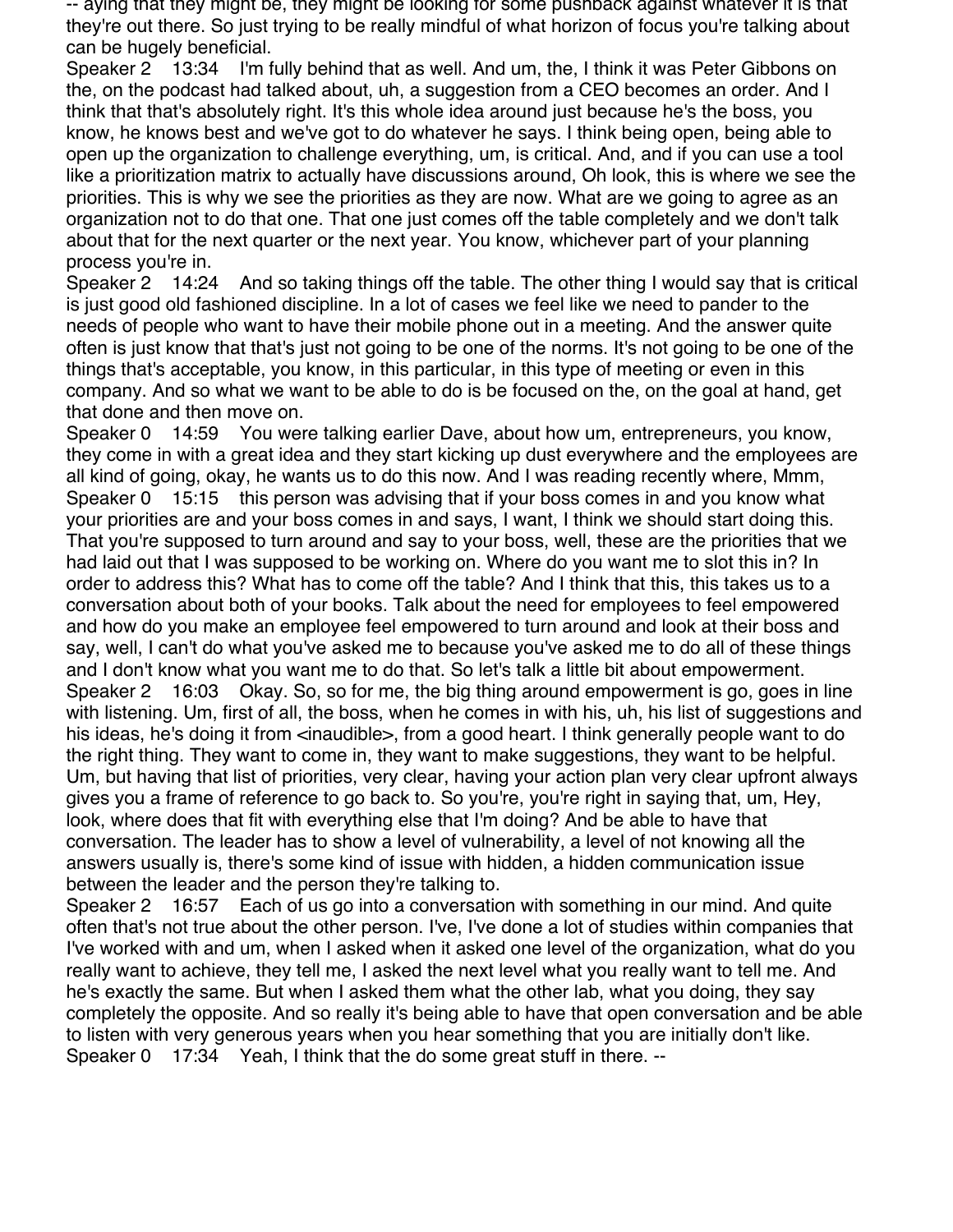-- aying that they might be, they might be looking for some pushback against whatever it is that they're out there. So just trying to be really mindful of what horizon of focus you're talking about can be hugely beneficial.

Speaker 2 13:34 I'm fully behind that as well. And um, the, I think it was Peter Gibbons on the, on the podcast had talked about, uh, a suggestion from a CEO becomes an order. And I think that that's absolutely right. It's this whole idea around just because he's the boss, you know, he knows best and we've got to do whatever he says. I think being open, being able to open up the organization to challenge everything, um, is critical. And, and if you can use a tool like a prioritization matrix to actually have discussions around, Oh look, this is where we see the priorities. This is why we see the priorities as they are now. What are we going to agree as an organization not to do that one. That one just comes off the table completely and we don't talk about that for the next quarter or the next year. You know, whichever part of your planning process you're in.

Speaker 2 14:24 And so taking things off the table. The other thing I would say that is critical is just good old fashioned discipline. In a lot of cases we feel like we need to pander to the needs of people who want to have their mobile phone out in a meeting. And the answer quite often is just know that that's just not going to be one of the norms. It's not going to be one of the things that's acceptable, you know, in this particular, in this type of meeting or even in this company. And so what we want to be able to do is be focused on the, on the goal at hand, get that done and then move on.

Speaker 0 14:59 You were talking earlier Dave, about how um, entrepreneurs, you know, they come in with a great idea and they start kicking up dust everywhere and the employees are all kind of going, okay, he wants us to do this now. And I was reading recently where, Mmm,

Speaker 0 15:15 this person was advising that if your boss comes in and you know what your priorities are and your boss comes in and says, I want, I think we should start doing this. That you're supposed to turn around and say to your boss, well, these are the priorities that we had laid out that I was supposed to be working on. Where do you want me to slot this in? In order to address this? What has to come off the table? And I think that this, this takes us to a conversation about both of your books. Talk about the need for employees to feel empowered and how do you make an employee feel empowered to turn around and look at their boss and say, well, I can't do what you've asked me to because you've asked me to do all of these things and I don't know what you want me to do that. So let's talk a little bit about empowerment.

Speaker 2 16:03 Okay. So, so for me, the big thing around empowerment is go, goes in line with listening. Um, first of all, the boss, when he comes in with his, uh, his list of suggestions and his ideas, he's doing it from <inaudible>, from a good heart. I think generally people want to do the right thing. They want to come in, they want to make suggestions, they want to be helpful. Um, but having that list of priorities, very clear, having your action plan very clear upfront always gives you a frame of reference to go back to. So you're, you're right in saying that, um, Hey, look, where does that fit with everything else that I'm doing? And be able to have that conversation. The leader has to show a level of vulnerability, a level of not knowing all the answers usually is, there's some kind of issue with hidden, a hidden communication issue between the leader and the person they're talking to.

Speaker 2 16:57 Each of us go into a conversation with something in our mind. And quite often that's not true about the other person. I've, I've done a lot of studies within companies that I've worked with and um, when I asked when it asked one level of the organization, what do you really want to achieve, they tell me, I asked the next level what you really want to tell me. And he's exactly the same. But when I asked them what the other lab, what you doing, they say completely the opposite. And so really it's being able to have that open conversation and be able to listen with very generous years when you hear something that you are initially don't like.

Speaker 0 17:34 Yeah, I think that the do some great stuff in there. --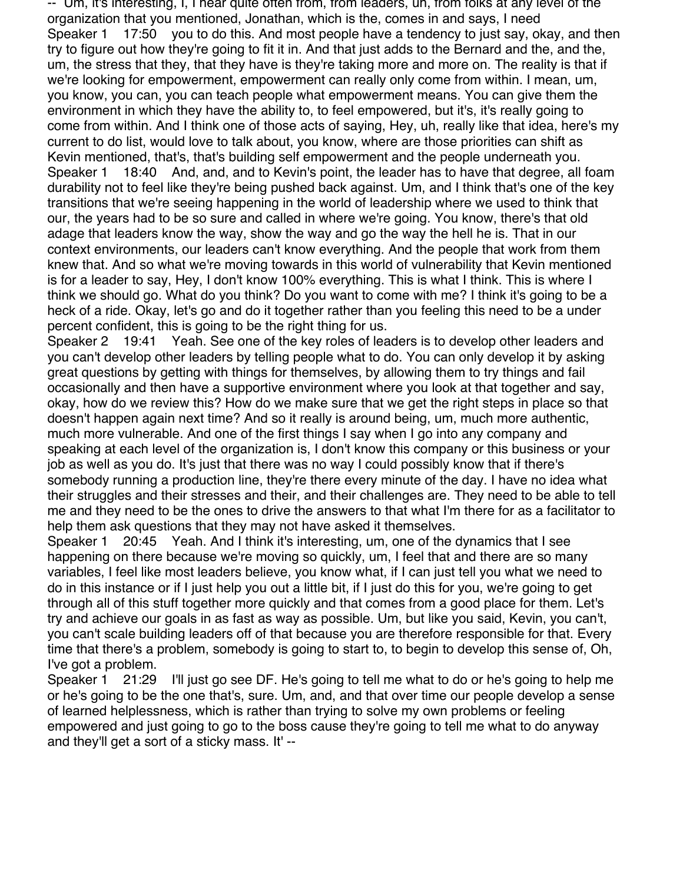-- Um, it's interesting, I, I hear quite often from, from leaders, uh, from folks at any level of the organization that you mentioned, Jonathan, which is the, comes in and says, I need

Speaker 1 17:50 you to do this. And most people have a tendency to just say, okay, and then try to figure out how they're going to fit it in. And that just adds to the Bernard and the, and the, um, the stress that they, that they have is they're taking more and more on. The reality is that if we're looking for empowerment, empowerment can really only come from within. I mean, um, you know, you can, you can teach people what empowerment means. You can give them the environment in which they have the ability to, to feel empowered, but it's, it's really going to come from within. And I think one of those acts of saying, Hey, uh, really like that idea, here's my current to do list, would love to talk about, you know, where are those priorities can shift as Kevin mentioned, that's, that's building self empowerment and the people underneath you.

Speaker 1 18:40 And, and, and to Kevin's point, the leader has to have that degree, all foam durability not to feel like they're being pushed back against. Um, and I think that's one of the key transitions that we're seeing happening in the world of leadership where we used to think that our, the years had to be so sure and called in where we're going. You know, there's that old adage that leaders know the way, show the way and go the way the hell he is. That in our context environments, our leaders can't know everything. And the people that work from them knew that. And so what we're moving towards in this world of vulnerability that Kevin mentioned is for a leader to say, Hey, I don't know 100% everything. This is what I think. This is where I think we should go. What do you think? Do you want to come with me? I think it's going to be a heck of a ride. Okay, let's go and do it together rather than you feeling this need to be a under percent confident, this is going to be the right thing for us.

Speaker 2 19:41 Yeah. See one of the key roles of leaders is to develop other leaders and you can't develop other leaders by telling people what to do. You can only develop it by asking great questions by getting with things for themselves, by allowing them to try things and fail occasionally and then have a supportive environment where you look at that together and say, okay, how do we review this? How do we make sure that we get the right steps in place so that doesn't happen again next time? And so it really is around being, um, much more authentic, much more vulnerable. And one of the first things I say when I go into any company and speaking at each level of the organization is, I don't know this company or this business or your job as well as you do. It's just that there was no way I could possibly know that if there's somebody running a production line, they're there every minute of the day. I have no idea what their struggles and their stresses and their, and their challenges are. They need to be able to tell me and they need to be the ones to drive the answers to that what I'm there for as a facilitator to help them ask questions that they may not have asked it themselves.

Speaker 1 20:45 Yeah. And I think it's interesting, um, one of the dynamics that I see happening on there because we're moving so quickly, um, I feel that and there are so many variables, I feel like most leaders believe, you know what, if I can just tell you what we need to do in this instance or if I just help you out a little bit, if I just do this for you, we're going to get through all of this stuff together more quickly and that comes from a good place for them. Let's try and achieve our goals in as fast as way as possible. Um, but like you said, Kevin, you can't, you can't scale building leaders off of that because you are therefore responsible for that. Every time that there's a problem, somebody is going to start to, to begin to develop this sense of, Oh, I've got a problem.

Speaker 1 21:29 I'll just go see DF. He's going to tell me what to do or he's going to help me or he's going to be the one that's, sure. Um, and, and that over time our people develop a sense of learned helplessness, which is rather than trying to solve my own problems or feeling empowered and just going to go to the boss cause they're going to tell me what to do anyway and they'll get a sort of a sticky mass. It' --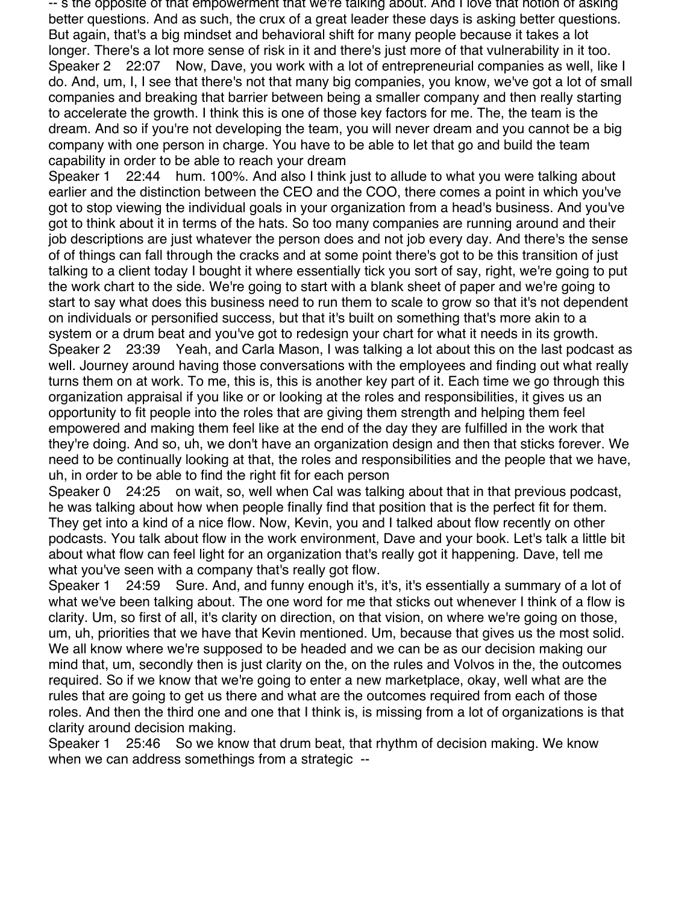-- s the opposite of that empowerment that we're talking about. And I love that notion of asking better questions. And as such, the crux of a great leader these days is asking better questions. But again, that's a big mindset and behavioral shift for many people because it takes a lot longer. There's a lot more sense of risk in it and there's just more of that vulnerability in it too.

Speaker 2 22:07 Now, Dave, you work with a lot of entrepreneurial companies as well, like I do. And, um, I, I see that there's not that many big companies, you know, we've got a lot of small companies and breaking that barrier between being a smaller company and then really starting to accelerate the growth. I think this is one of those key factors for me. The, the team is the dream. And so if you're not developing the team, you will never dream and you cannot be a big company with one person in charge. You have to be able to let that go and build the team capability in order to be able to reach your dream

Speaker 1 22:44 hum. 100%. And also I think just to allude to what you were talking about earlier and the distinction between the CEO and the COO, there comes a point in which you've got to stop viewing the individual goals in your organization from a head's business. And you've got to think about it in terms of the hats. So too many companies are running around and their job descriptions are just whatever the person does and not job every day. And there's the sense of of things can fall through the cracks and at some point there's got to be this transition of just talking to a client today I bought it where essentially tick you sort of say, right, we're going to put the work chart to the side. We're going to start with a blank sheet of paper and we're going to start to say what does this business need to run them to scale to grow so that it's not dependent on individuals or personified success, but that it's built on something that's more akin to a system or a drum beat and you've got to redesign your chart for what it needs in its growth.

Speaker 2 23:39 Yeah, and Carla Mason, I was talking a lot about this on the last podcast as well. Journey around having those conversations with the employees and finding out what really turns them on at work. To me, this is, this is another key part of it. Each time we go through this organization appraisal if you like or or looking at the roles and responsibilities, it gives us an opportunity to fit people into the roles that are giving them strength and helping them feel empowered and making them feel like at the end of the day they are fulfilled in the work that they're doing. And so, uh, we don't have an organization design and then that sticks forever. We need to be continually looking at that, the roles and responsibilities and the people that we have, uh, in order to be able to find the right fit for each person

Speaker 0 24:25 on wait, so, well when Cal was talking about that in that previous podcast, he was talking about how when people finally find that position that is the perfect fit for them. They get into a kind of a nice flow. Now, Kevin, you and I talked about flow recently on other podcasts. You talk about flow in the work environment, Dave and your book. Let's talk a little bit about what flow can feel light for an organization that's really got it happening. Dave, tell me what you've seen with a company that's really got flow.

Speaker 1 24:59 Sure. And, and funny enough it's, it's, it's essentially a summary of a lot of what we've been talking about. The one word for me that sticks out whenever I think of a flow is clarity. Um, so first of all, it's clarity on direction, on that vision, on where we're going on those, um, uh, priorities that we have that Kevin mentioned. Um, because that gives us the most solid. We all know where we're supposed to be headed and we can be as our decision making our mind that, um, secondly then is just clarity on the, on the rules and Volvos in the, the outcomes required. So if we know that we're going to enter a new marketplace, okay, well what are the rules that are going to get us there and what are the outcomes required from each of those roles. And then the third one and one that I think is, is missing from a lot of organizations is that clarity around decision making.

Speaker 1 25:46 So we know that drum beat, that rhythm of decision making. We know when we can address somethings from a strategic --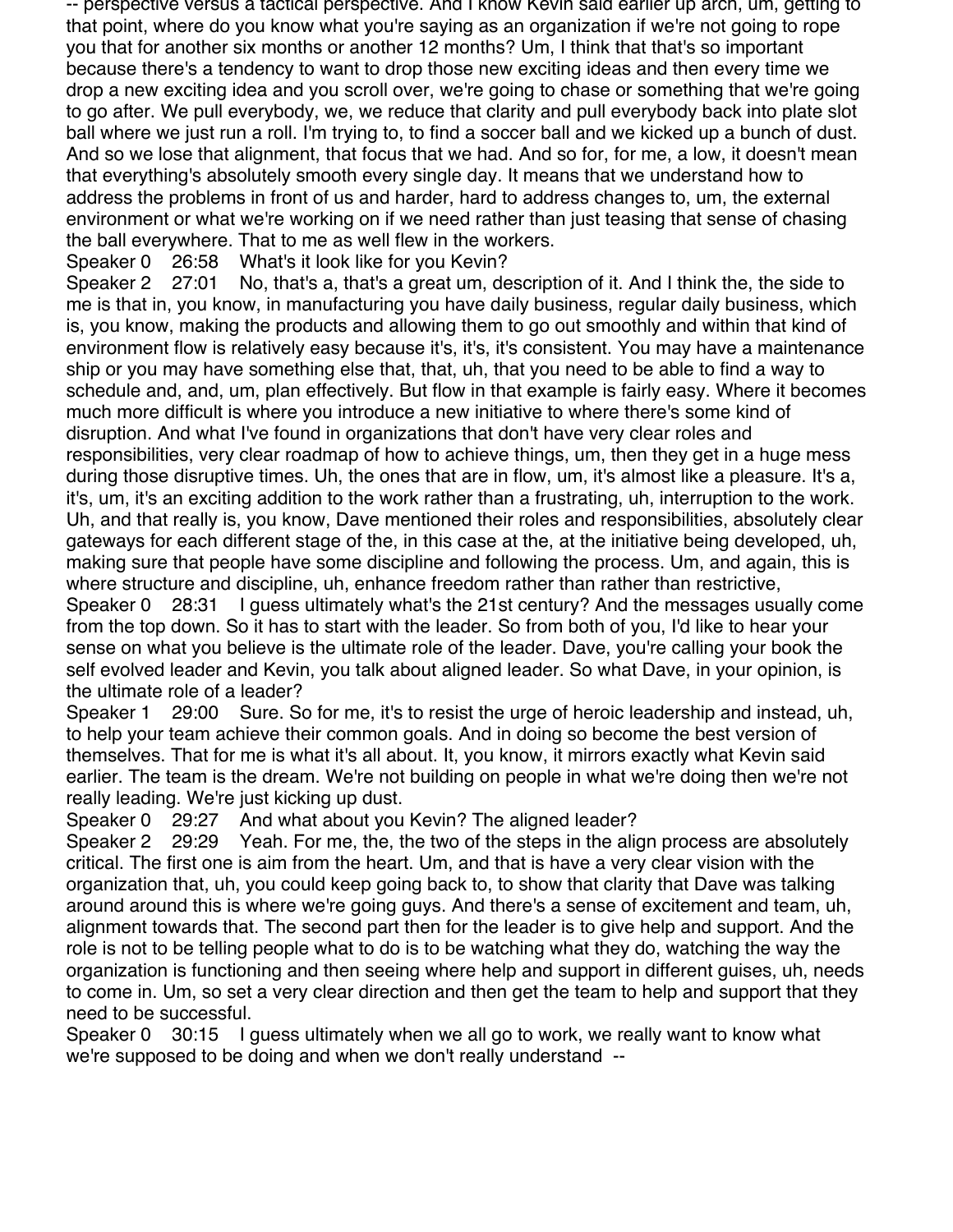-- perspective versus a tactical perspective. And I know Kevin said earlier up arch, um, getting to that point, where do you know what you're saying as an organization if we're not going to rope you that for another six months or another 12 months? Um, I think that that's so important because there's a tendency to want to drop those new exciting ideas and then every time we drop a new exciting idea and you scroll over, we're going to chase or something that we're going to go after. We pull everybody, we, we reduce that clarity and pull everybody back into plate slot ball where we just run a roll. I'm trying to, to find a soccer ball and we kicked up a bunch of dust. And so we lose that alignment, that focus that we had. And so for, for me, a low, it doesn't mean that everything's absolutely smooth every single day. It means that we understand how to address the problems in front of us and harder, hard to address changes to, um, the external environment or what we're working on if we need rather than just teasing that sense of chasing the ball everywhere. That to me as well flew in the workers.

Speaker 0 26:58 What's it look like for you Kevin?

Speaker 2 27:01 No, that's a, that's a great um, description of it. And I think the, the side to me is that in, you know, in manufacturing you have daily business, regular daily business, which is, you know, making the products and allowing them to go out smoothly and within that kind of environment flow is relatively easy because it's, it's, it's consistent. You may have a maintenance ship or you may have something else that, that, uh, that you need to be able to find a way to schedule and, and, um, plan effectively. But flow in that example is fairly easy. Where it becomes much more difficult is where you introduce a new initiative to where there's some kind of disruption. And what I've found in organizations that don't have very clear roles and responsibilities, very clear roadmap of how to achieve things, um, then they get in a huge mess during those disruptive times. Uh, the ones that are in flow, um, it's almost like a pleasure. It's a, it's, um, it's an exciting addition to the work rather than a frustrating, uh, interruption to the work. Uh, and that really is, you know, Dave mentioned their roles and responsibilities, absolutely clear gateways for each different stage of the, in this case at the, at the initiative being developed, uh, making sure that people have some discipline and following the process. Um, and again, this is where structure and discipline, uh, enhance freedom rather than rather than restrictive,

Speaker 0 28:31 I guess ultimately what's the 21st century? And the messages usually come from the top down. So it has to start with the leader. So from both of you, I'd like to hear your sense on what you believe is the ultimate role of the leader. Dave, you're calling your book the self evolved leader and Kevin, you talk about aligned leader. So what Dave, in your opinion, is the ultimate role of a leader?

Speaker 1 29:00 Sure. So for me, it's to resist the urge of heroic leadership and instead, uh, to help your team achieve their common goals. And in doing so become the best version of themselves. That for me is what it's all about. It, you know, it mirrors exactly what Kevin said earlier. The team is the dream. We're not building on people in what we're doing then we're not really leading. We're just kicking up dust.

Speaker 0 29:27 And what about you Kevin? The aligned leader?

Speaker 2 29:29 Yeah. For me, the, the two of the steps in the align process are absolutely critical. The first one is aim from the heart. Um, and that is have a very clear vision with the organization that, uh, you could keep going back to, to show that clarity that Dave was talking around around this is where we're going guys. And there's a sense of excitement and team, uh, alignment towards that. The second part then for the leader is to give help and support. And the role is not to be telling people what to do is to be watching what they do, watching the way the organization is functioning and then seeing where help and support in different guises, uh, needs to come in. Um, so set a very clear direction and then get the team to help and support that they need to be successful.

Speaker 0 30:15 I guess ultimately when we all go to work, we really want to know what we're supposed to be doing and when we don't really understand --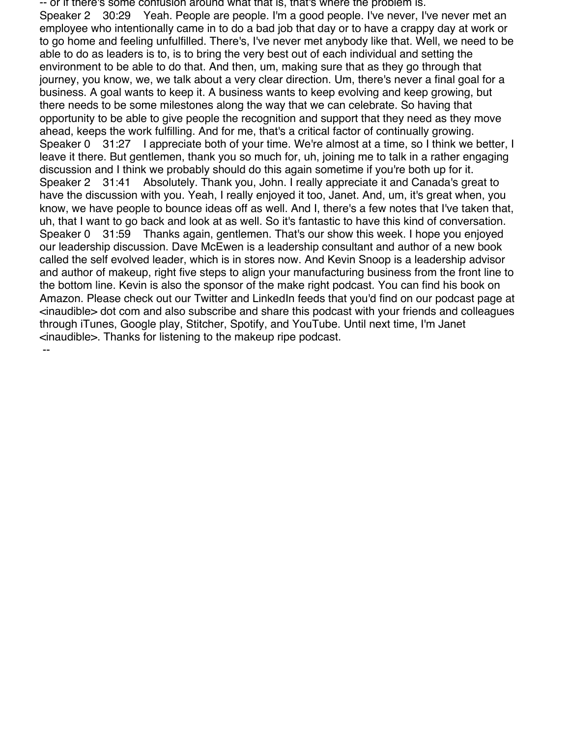-- or if there's some confusion around what that is, that's where the problem is.

Speaker 2 30:29 Yeah. People are people. I'm a good people. I've never, I've never met an employee who intentionally came in to do a bad job that day or to have a crappy day at work or to go home and feeling unfulfilled. There's, I've never met anybody like that. Well, we need to be able to do as leaders is to, is to bring the very best out of each individual and setting the environment to be able to do that. And then, um, making sure that as they go through that journey, you know, we, we talk about a very clear direction. Um, there's never a final goal for a business. A goal wants to keep it. A business wants to keep evolving and keep growing, but there needs to be some milestones along the way that we can celebrate. So having that opportunity to be able to give people the recognition and support that they need as they move ahead, keeps the work fulfilling. And for me, that's a critical factor of continually growing.

Speaker 0 31:27 I appreciate both of your time. We're almost at a time, so I think we better, I leave it there. But gentlemen, thank you so much for, uh, joining me to talk in a rather engaging discussion and I think we probably should do this again sometime if you're both up for it.

Speaker 2 31:41 Absolutely. Thank you, John. I really appreciate it and Canada's great to have the discussion with you. Yeah, I really enjoyed it too, Janet. And, um, it's great when, you know, we have people to bounce ideas off as well. And I, there's a few notes that I've taken that, uh, that I want to go back and look at as well. So it's fantastic to have this kind of conversation.

Speaker 0 31:59 Thanks again, gentlemen. That's our show this week. I hope you enjoyed our leadership discussion. Dave McEwen is a leadership consultant and author of a new book called the self evolved leader, which is in stores now. And Kevin Snoop is a leadership advisor and author of makeup, right five steps to align your manufacturing business from the front line to the bottom line. Kevin is also the sponsor of the make right podcast. You can find his book on Amazon. Please check out our Twitter and LinkedIn feeds that you'd find on our podcast page at <inaudible> dot com and also subscribe and share this podcast with your friends and colleagues through iTunes, Google play, Stitcher, Spotify, and YouTube. Until next time, I'm Janet <inaudible>. Thanks for listening to the makeup ripe podcast.

--